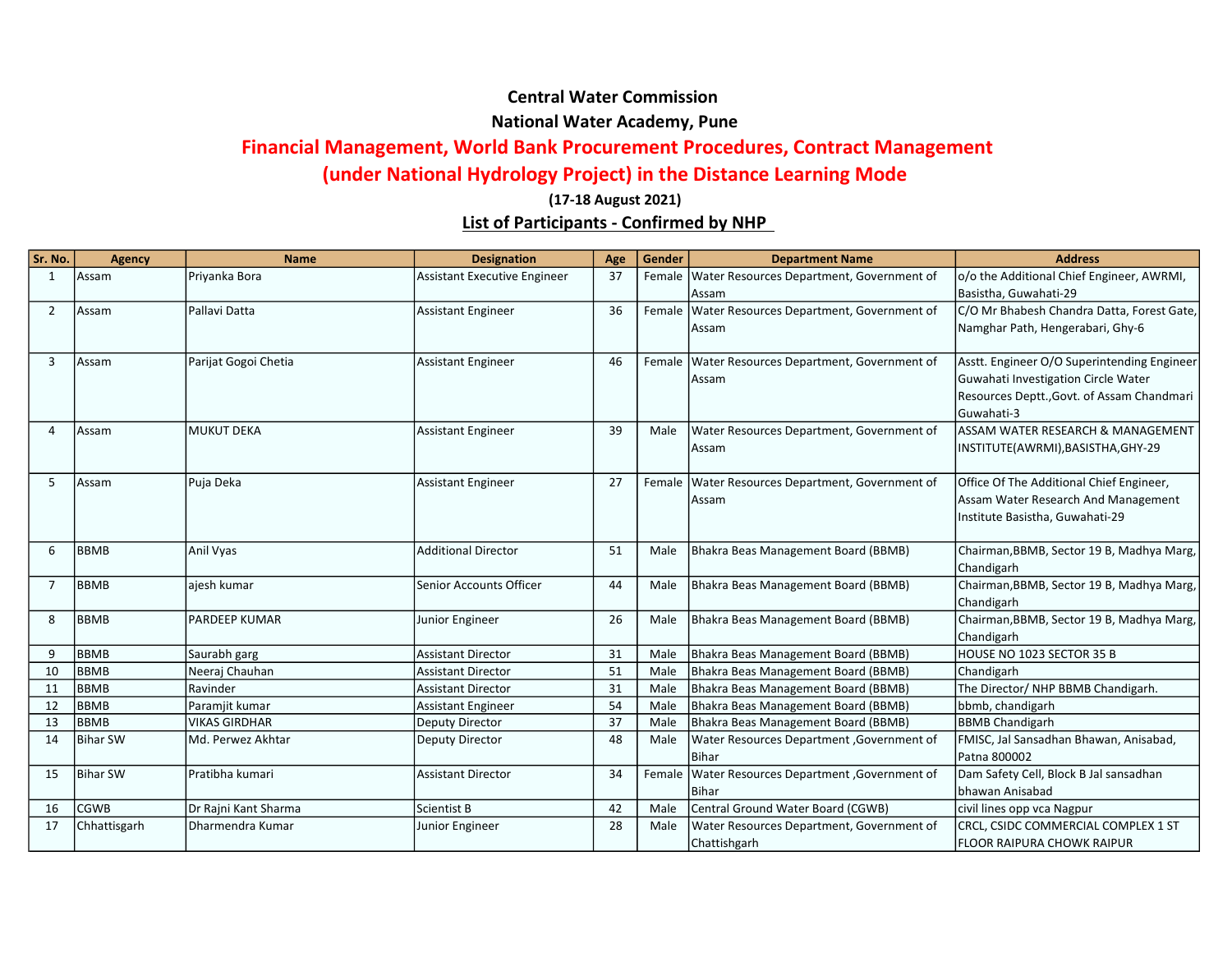# Central Water Commission

## National Water Academy, Pune

## Financial Management, World Bank Procurement Procedures, Contract Management (under National Hydrology Project) in the Distance Learning Mode

**(17-18 August 2021)**

### List of Participants - Confirmed by NHP

| Sr. No. | Agency | Name | Designation | Age | Gender | Department Name | Address |
|---|---|---|---|---|---|---|---|
| 1 | Assam | Priyanka Bora | Assistant Executive Engineer | 37 | Female | Water Resources Department, Government of Assam | o/o the Additional Chief Engineer, AWRMI, Basistha, Guwahati-29 |
| 2 | Assam | Pallavi Datta | Assistant Engineer | 36 | Female | Water Resources Department, Government of Assam | C/O Mr Bhabesh Chandra Datta, Forest Gate, Namghar Path, Hengerabari, Ghy-6 |
| 3 | Assam | Parijat Gogoi Chetia | Assistant Engineer | 46 | Female | Water Resources Department, Government of Assam | Asstt. Engineer O/O Superintending Engineer Guwahati Investigation Circle Water Resources Deptt.,Govt. of Assam Chandmari Guwahati-3 |
| 4 | Assam | MUKUT DEKA | Assistant Engineer | 39 | Male | Water Resources Department, Government of Assam | ASSAM WATER RESEARCH & MANAGEMENT INSTITUTE(AWRMI),BASISTHA,GHY-29 |
| 5 | Assam | Puja Deka | Assistant Engineer | 27 | Female | Water Resources Department, Government of Assam | Office Of The Additional Chief Engineer, Assam Water Research And Management Institute Basistha, Guwahati-29 |
| 6 | BBMB | Anil Vyas | Additional Director | 51 | Male | Bhakra Beas Management Board (BBMB) | Chairman,BBMB, Sector 19 B, Madhya Marg, Chandigarh |
| 7 | BBMB | ajesh kumar | Senior Accounts Officer | 44 | Male | Bhakra Beas Management Board (BBMB) | Chairman,BBMB, Sector 19 B, Madhya Marg, Chandigarh |
| 8 | BBMB | PARDEEP KUMAR | Junior Engineer | 26 | Male | Bhakra Beas Management Board (BBMB) | Chairman,BBMB, Sector 19 B, Madhya Marg, Chandigarh |
| 9 | BBMB | Saurabh garg | Assistant Director | 31 | Male | Bhakra Beas Management Board (BBMB) | HOUSE NO 1023 SECTOR 35 B |
| 10 | BBMB | Neeraj Chauhan | Assistant Director | 51 | Male | Bhakra Beas Management Board (BBMB) | Chandigarh |
| 11 | BBMB | Ravinder | Assistant Director | 31 | Male | Bhakra Beas Management Board (BBMB) | The Director/ NHP BBMB Chandigarh. |
| 12 | BBMB | Paramjit kumar | Assistant Engineer | 54 | Male | Bhakra Beas Management Board (BBMB) | bbmb, chandigarh |
| 13 | BBMB | VIKAS GIRDHAR | Deputy Director | 37 | Male | Bhakra Beas Management Board (BBMB) | BBMB Chandigarh |
| 14 | Bihar SW | Md. Perwez Akhtar | Deputy Director | 48 | Male | Water Resources Department ,Government of Bihar | FMISC, Jal Sansadhan Bhawan, Anisabad, Patna 800002 |
| 15 | Bihar SW | Pratibha kumari | Assistant Director | 34 | Female | Water Resources Department ,Government of Bihar | Dam Safety Cell, Block B Jal sansadhan bhawan Anisabad |
| 16 | CGWB | Dr Rajni Kant Sharma | Scientist B | 42 | Male | Central Ground Water Board (CGWB) | civil lines opp vca Nagpur |
| 17 | Chhattisgarh | Dharmendra Kumar | Junior Engineer | 28 | Male | Water Resources Department, Government of Chattishgarh | CRCL, CSIDC COMMERCIAL COMPLEX 1 ST FLOOR RAIPURA CHOWK RAIPUR |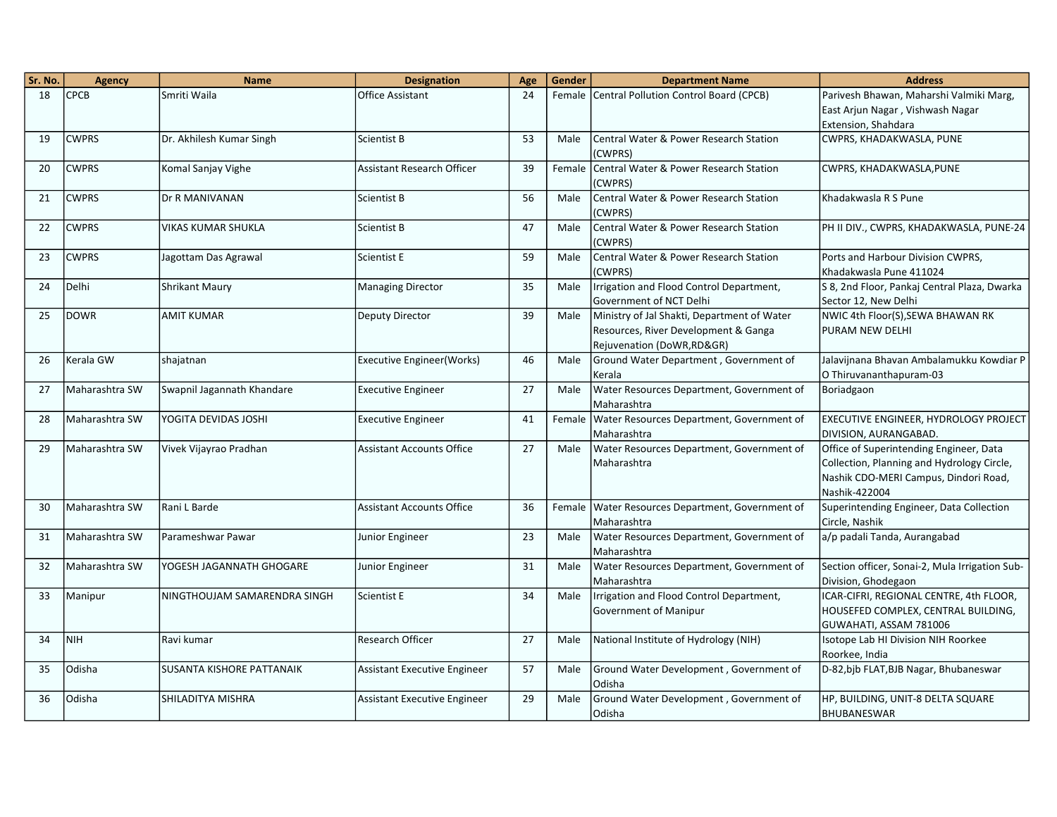| Sr. No. | Agency | Name | Designation | Age | Gender | Department Name | Address |
|---|---|---|---|---|---|---|---|
| 18 | CPCB | Smriti Waila | Office Assistant | 24 | Female | Central Pollution Control Board (CPCB) | Parivesh Bhawan, Maharshi Valmiki Marg, East Arjun Nagar , Vishwash Nagar Extension, Shahdara |
| 19 | CWPRS | Dr. Akhilesh Kumar Singh | Scientist B | 53 | Male | Central Water & Power Research Station (CWPRS) | CWPRS, KHADAKWASLA, PUNE |
| 20 | CWPRS | Komal Sanjay Vighe | Assistant Research Officer | 39 | Female | Central Water & Power Research Station (CWPRS) | CWPRS, KHADAKWASLA,PUNE |
| 21 | CWPRS | Dr R MANIVANAN | Scientist B | 56 | Male | Central Water & Power Research Station (CWPRS) | Khadakwasla R S Pune |
| 22 | CWPRS | VIKAS KUMAR SHUKLA | Scientist B | 47 | Male | Central Water & Power Research Station (CWPRS) | PH II DIV., CWPRS, KHADAKWASLA, PUNE-24 |
| 23 | CWPRS | Jagottam Das Agrawal | Scientist E | 59 | Male | Central Water & Power Research Station (CWPRS) | Ports and Harbour Division CWPRS, Khadakwasla Pune 411024 |
| 24 | Delhi | Shrikant Maury | Managing Director | 35 | Male | Irrigation and Flood Control Department, Government of NCT Delhi | S 8, 2nd Floor, Pankaj Central Plaza, Dwarka Sector 12, New Delhi |
| 25 | DOWR | AMIT KUMAR | Deputy Director | 39 | Male | Ministry of Jal Shakti, Department of Water Resources, River Development & Ganga Rejuvenation (DoWR,RD&GR) | NWIC 4th Floor(S),SEWA BHAWAN RK PURAM NEW DELHI |
| 26 | Kerala GW | shajatnan | Executive Engineer(Works) | 46 | Male | Ground Water Department , Government of Kerala | Jalavijnana Bhavan Ambalamukku Kowdiar P O Thiruvananthapuram-03 |
| 27 | Maharashtra SW | Swapnil Jagannath Khandare | Executive Engineer | 27 | Male | Water Resources Department, Government of Maharashtra | Boriadgaon |
| 28 | Maharashtra SW | YOGITA DEVIDAS JOSHI | Executive Engineer | 41 | Female | Water Resources Department, Government of Maharashtra | EXECUTIVE ENGINEER, HYDROLOGY PROJECT DIVISION, AURANGABAD. |
| 29 | Maharashtra SW | Vivek Vijayrao Pradhan | Assistant Accounts Office | 27 | Male | Water Resources Department, Government of Maharashtra | Office of Superintending Engineer, Data Collection, Planning and Hydrology Circle, Nashik CDO-MERI Campus, Dindori Road, Nashik-422004 |
| 30 | Maharashtra SW | Rani L Barde | Assistant Accounts Office | 36 | Female | Water Resources Department, Government of Maharashtra | Superintending Engineer, Data Collection Circle, Nashik |
| 31 | Maharashtra SW | Parameshwar Pawar | Junior Engineer | 23 | Male | Water Resources Department, Government of Maharashtra | a/p padali Tanda, Aurangabad |
| 32 | Maharashtra SW | YOGESH JAGANNATH GHOGARE | Junior Engineer | 31 | Male | Water Resources Department, Government of Maharashtra | Section officer, Sonai-2, Mula Irrigation Sub-Division, Ghodegaon |
| 33 | Manipur | NINGTHOUJAM SAMARENDRA SINGH | Scientist E | 34 | Male | Irrigation and Flood Control Department, Government of Manipur | ICAR-CIFRI, REGIONAL CENTRE, 4th FLOOR, HOUSEFED COMPLEX, CENTRAL BUILDING, GUWAHATI, ASSAM 781006 |
| 34 | NIH | Ravi kumar | Research Officer | 27 | Male | National Institute of Hydrology (NIH) | Isotope Lab HI Division NIH Roorkee Roorkee, India |
| 35 | Odisha | SUSANTA KISHORE PATTANAIK | Assistant Executive Engineer | 57 | Male | Ground Water Development , Government of Odisha | D-82,bjb FLAT,BJB Nagar, Bhubaneswar |
| 36 | Odisha | SHILADITYA MISHRA | Assistant Executive Engineer | 29 | Male | Ground Water Development , Government of Odisha | HP, BUILDING, UNIT-8 DELTA SQUARE BHUBANESWAR |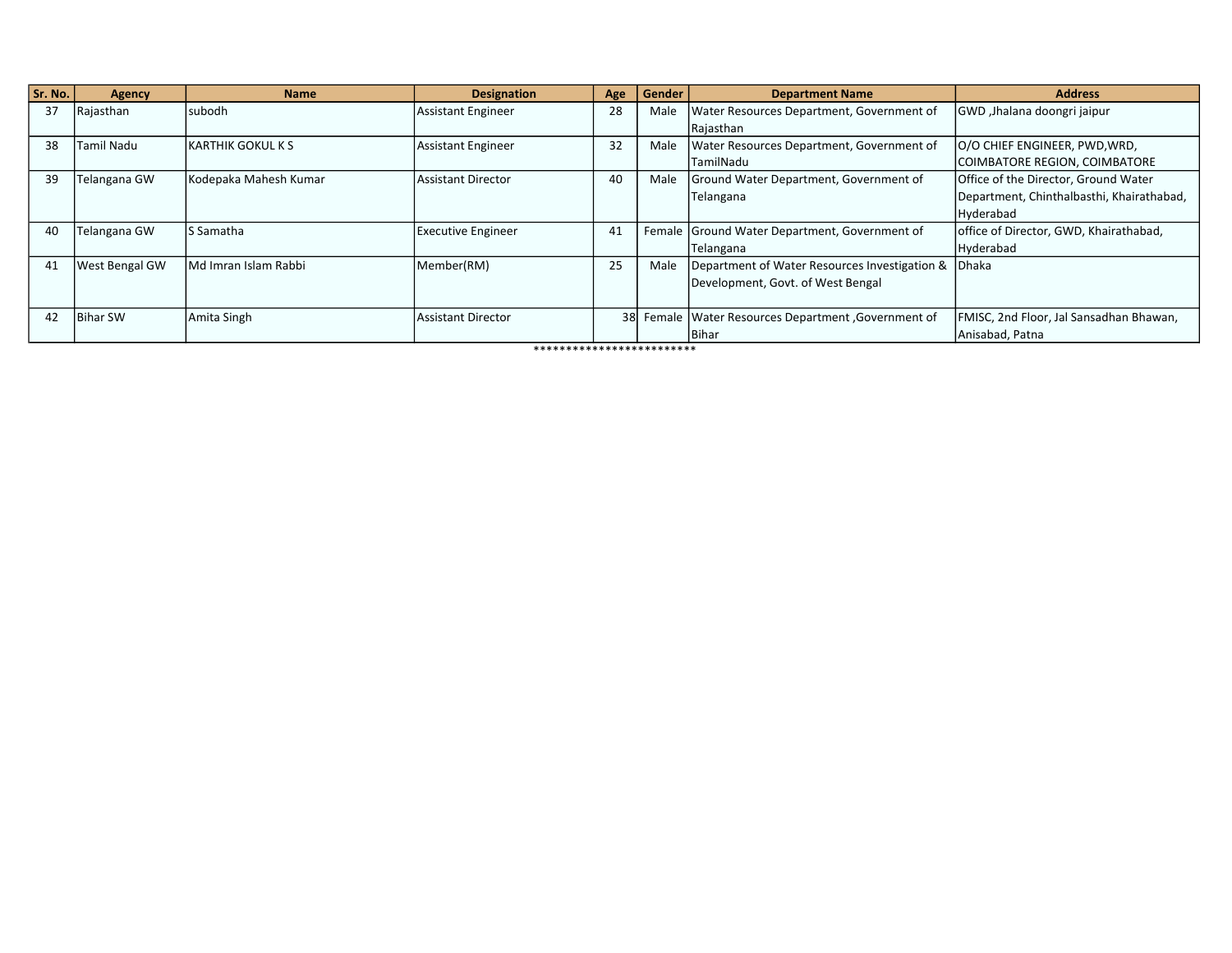| Sr. No. | Agency | Name | Designation | Age | Gender | Department Name | Address |
|---|---|---|---|---|---|---|---|
| 37 | Rajasthan | subodh | Assistant Engineer | 28 | Male | Water Resources Department, Government of Rajasthan | GWD ,Jhalana doongri jaipur |
| 38 | Tamil Nadu | KARTHIK GOKUL K S | Assistant Engineer | 32 | Male | Water Resources Department, Government of TamilNadu | O/O CHIEF ENGINEER, PWD,WRD, COIMBATORE REGION, COIMBATORE |
| 39 | Telangana GW | Kodepaka Mahesh Kumar | Assistant Director | 40 | Male | Ground Water Department, Government of Telangana | Office of the Director, Ground Water Department, Chinthalbasthi, Khairathabad, Hyderabad |
| 40 | Telangana GW | S Samatha | Executive Engineer | 41 | Female | Ground Water Department, Government of Telangana | office of Director, GWD, Khairathabad, Hyderabad |
| 41 | West Bengal GW | Md Imran Islam Rabbi | Member(RM) | 25 | Male | Department of Water Resources Investigation & Development, Govt. of West Bengal | Dhaka |
| 42 | Bihar SW | Amita Singh | Assistant Director | 38 | Female | Water Resources Department ,Government of Bihar | FMISC, 2nd Floor, Jal Sansadhan Bhawan, Anisabad, Patna |

*************************